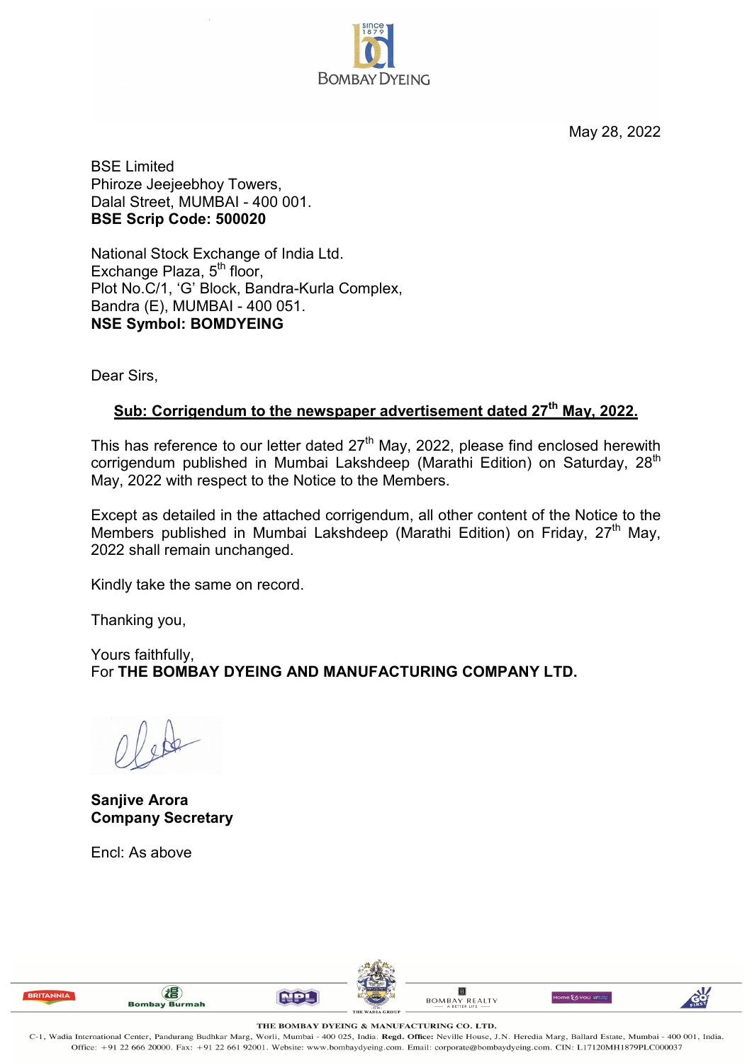BOMBAY DYEING

May 28, 2022

BSE Limited
Phiroze Jeejeebhoy Towers,
Dalal Street, MUMBAI - 400 001.
**BSE Scrip Code: 500020**

National Stock Exchange of India Ltd.
Exchange Plaza, 5th floor,
Plot No.C/1, 'G' Block, Bandra-Kurla Complex,
Bandra (E), MUMBAI - 400 051.
**NSE Symbol: BOMDYEING**

Dear Sirs,

**Sub: Corrigendum to the newspaper advertisement dated 27th May, 2022.**

This has reference to our letter dated 27th May, 2022, please find enclosed herewith corrigendum published in Mumbai Lakshdeep (Marathi Edition) on Saturday, 28th May, 2022 with respect to the Notice to the Members.

Except as detailed in the attached corrigendum, all other content of the Notice to the Members published in Mumbai Lakshdeep (Marathi Edition) on Friday, 27th May, 2022 shall remain unchanged.

Kindly take the same on record.

Thanking you,

Yours faithfully,
For **THE BOMBAY DYEING AND MANUFACTURING COMPANY LTD.**

**Sanjive Arora**
**Company Secretary**

Encl: As above

THE BOMBAY DYEING & MANUFACTURING CO. LTD.
C-1, Wadia International Center, Pandurang Budhkar Marg, Worli, Mumbai - 400 025, India. **Regd. Office:** Neville House, J.N. Heredia Marg, Ballard Estate, Mumbai - 400 001, India.
Office: +91 22 666 20000. Fax: +91 22 661 92001. Website: www.bombaydyeing.com. Email: corporate@bombaydyeing.com. CIN: L17120MH1879PLC000037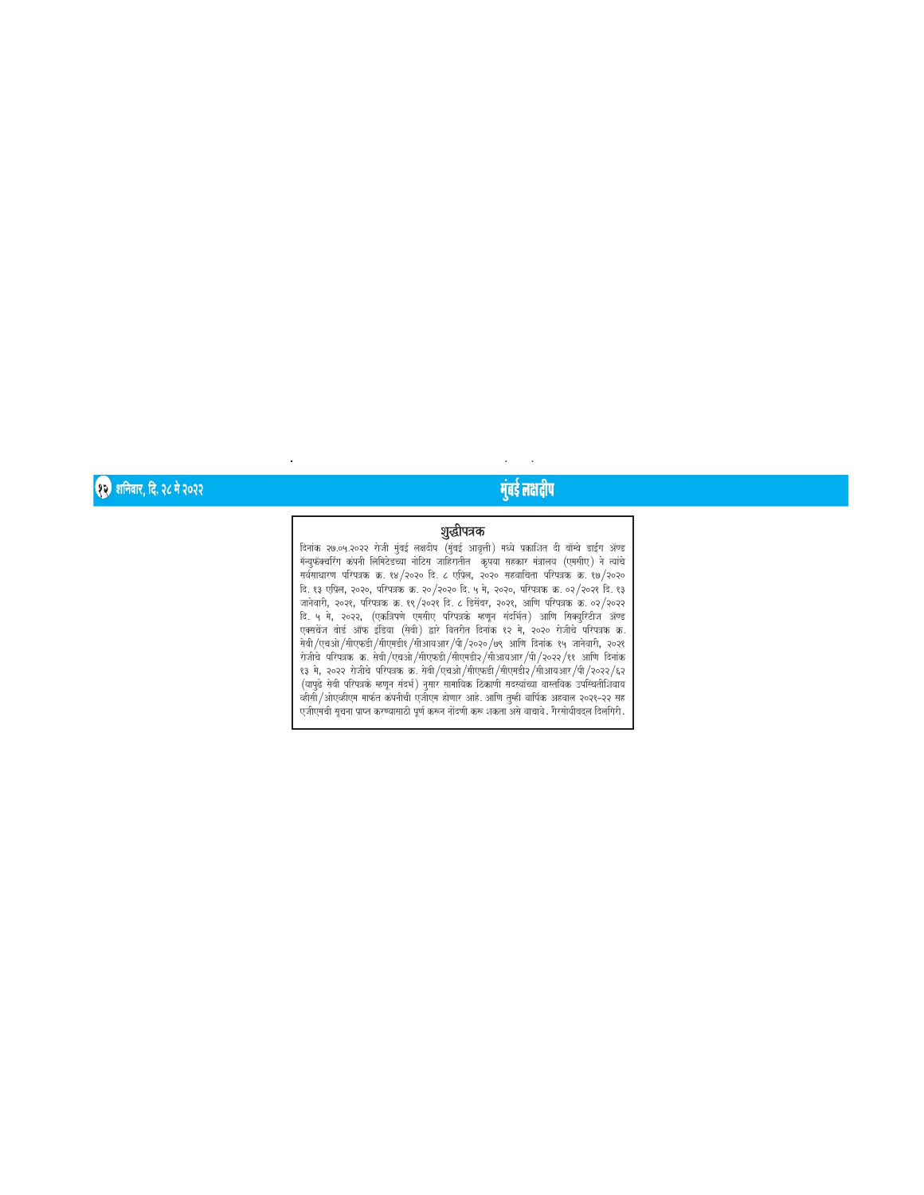# शुद्धीपत्रक

दिनांक २७.०५.२०२२ रोजी मुंबई लक्षदीप (मुंबई आवृत्ती) मध्ये प्रकाशित दी बॉम्बे डाईंग ॲण्ड मॅन्युफॅक्चरिंग कंपनी लिमिटेडच्या नोटिस जाहिरातीत कृपया सहकार मंत्रालय (एमसीए) ने त्यांचे सर्वसाधारण परिपत्रक क्र. १४/२०२० दि. ८ एप्रिल, २०२० सहवाचिता परिपत्रक क्र. १७/२०२० दि. १३ एप्रिल, २०२०, परिपत्रक क्र. २०/२०२० दि. ५ मे, २०२०, परिपत्रक क्र. ०२/२०२१ दि. १३ जानेवारी, २०२१, परिपत्रक क्र. १९/२०२१ दि. ८ डिसेंबर, २०२१, आणि परिपत्रक क्र. ०२/२०२२ दि. ५ मे, २०२२, (एकत्रिपणे एमसीए परिपत्रके म्हणून संदर्भित) आणि सिक्युरिटीज अँण्ड एक्सचेंज बोर्ड ऑफ इंडिया (सेबी) द्वारे वितरीत दिनांक १२ मे, २०२० रोजीचे परिपत्रक क्र. सेबी/एचओ/सीएफडी/सीएमडी१/सीआयआर/पी/२०२०/७९ आणि दिनांक १५ जानेवारी, २०२१ रोजीचे परिपत्रक क्र. सेबी/एचओ/सीएफडी/सीएमडी२/सीआयआर/पी/२०२२/११ आणि दिनांक १३ मे, २०२२ रोजीचे परिपत्रक क्र. सेबी/एचओ/सीएफडी/सीएमडी२/सीआयआर/पी/२०२२/६२ (यापुढे सेबी परिपत्रके म्हणून संदर्भ) नुसार सामायिक ठिकाणी सदस्यांच्या वास्तविक उपस्थितीशिवाय व्हीसी/ओएव्हीएम मार्फत कंपनीची एजीएम होणार आहे. आणि तुम्ही वार्षिक अहवाल २०२१-२२ सह एजीएमची सूचना प्राप्त करण्यासाठी पूर्ण करून नोंदणी करू शकता असे वाचावे. गैरसोयीबद्दल दिलगिरी.